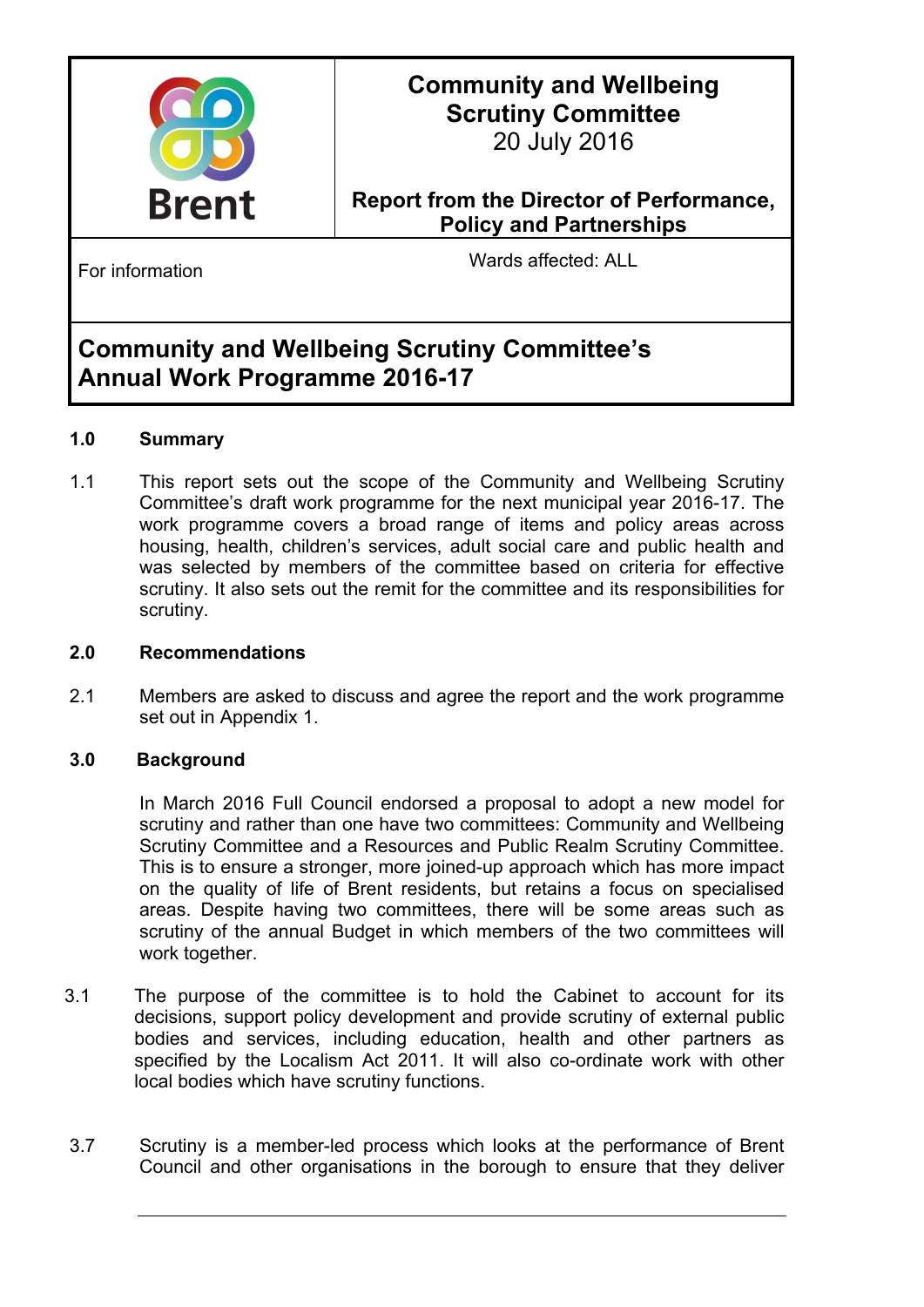| Brent | **Community and Wellbeing Scrutiny Committee**<br>20 July 2016<br><br>**Report from the Director of Performance, Policy and Partnerships** |
|---|---|
| For information | Wards affected: ALL |

# Community and Wellbeing Scrutiny Committee's Annual Work Programme 2016-17

## 1.0 Summary

1.1 This report sets out the scope of the Community and Wellbeing Scrutiny Committee's draft work programme for the next municipal year 2016-17. The work programme covers a broad range of items and policy areas across housing, health, children's services, adult social care and public health and was selected by members of the committee based on criteria for effective scrutiny. It also sets out the remit for the committee and its responsibilities for scrutiny.

## 2.0 Recommendations

2.1 Members are asked to discuss and agree the report and the work programme set out in Appendix 1.

## 3.0 Background

In March 2016 Full Council endorsed a proposal to adopt a new model for scrutiny and rather than one have two committees: Community and Wellbeing Scrutiny Committee and a Resources and Public Realm Scrutiny Committee. This is to ensure a stronger, more joined-up approach which has more impact on the quality of life of Brent residents, but retains a focus on specialised areas. Despite having two committees, there will be some areas such as scrutiny of the annual Budget in which members of the two committees will work together.

3.1 The purpose of the committee is to hold the Cabinet to account for its decisions, support policy development and provide scrutiny of external public bodies and services, including education, health and other partners as specified by the Localism Act 2011. It will also co-ordinate work with other local bodies which have scrutiny functions.

3.7 Scrutiny is a member-led process which looks at the performance of Brent Council and other organisations in the borough to ensure that they deliver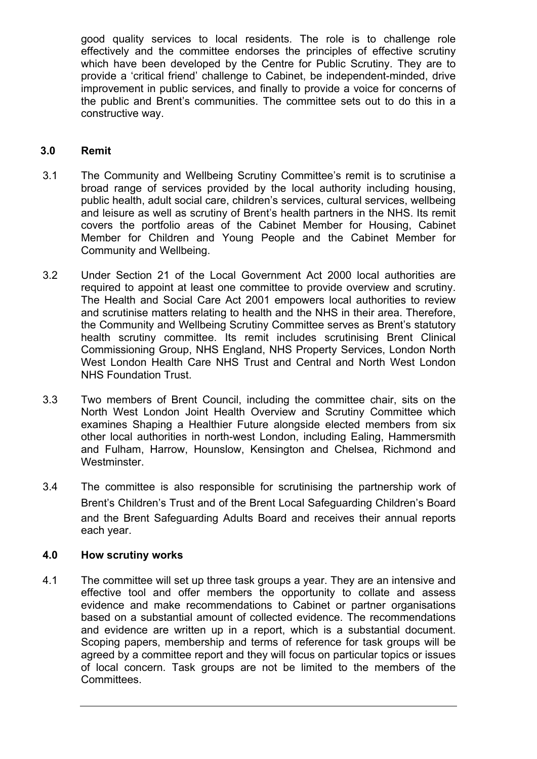good quality services to local residents. The role is to challenge role effectively and the committee endorses the principles of effective scrutiny which have been developed by the Centre for Public Scrutiny. They are to provide a 'critical friend' challenge to Cabinet, be independent-minded, drive improvement in public services, and finally to provide a voice for concerns of the public and Brent's communities. The committee sets out to do this in a constructive way.

## 3.0 Remit

3.1 The Community and Wellbeing Scrutiny Committee's remit is to scrutinise a broad range of services provided by the local authority including housing, public health, adult social care, children's services, cultural services, wellbeing and leisure as well as scrutiny of Brent's health partners in the NHS. Its remit covers the portfolio areas of the Cabinet Member for Housing, Cabinet Member for Children and Young People and the Cabinet Member for Community and Wellbeing.

3.2 Under Section 21 of the Local Government Act 2000 local authorities are required to appoint at least one committee to provide overview and scrutiny. The Health and Social Care Act 2001 empowers local authorities to review and scrutinise matters relating to health and the NHS in their area. Therefore, the Community and Wellbeing Scrutiny Committee serves as Brent's statutory health scrutiny committee. Its remit includes scrutinising Brent Clinical Commissioning Group, NHS England, NHS Property Services, London North West London Health Care NHS Trust and Central and North West London NHS Foundation Trust.

3.3 Two members of Brent Council, including the committee chair, sits on the North West London Joint Health Overview and Scrutiny Committee which examines Shaping a Healthier Future alongside elected members from six other local authorities in north-west London, including Ealing, Hammersmith and Fulham, Harrow, Hounslow, Kensington and Chelsea, Richmond and Westminster.

3.4 The committee is also responsible for scrutinising the partnership work of Brent's Children's Trust and of the Brent Local Safeguarding Children's Board and the Brent Safeguarding Adults Board and receives their annual reports each year.

## 4.0 How scrutiny works

4.1 The committee will set up three task groups a year. They are an intensive and effective tool and offer members the opportunity to collate and assess evidence and make recommendations to Cabinet or partner organisations based on a substantial amount of collected evidence. The recommendations and evidence are written up in a report, which is a substantial document. Scoping papers, membership and terms of reference for task groups will be agreed by a committee report and they will focus on particular topics or issues of local concern. Task groups are not be limited to the members of the Committees.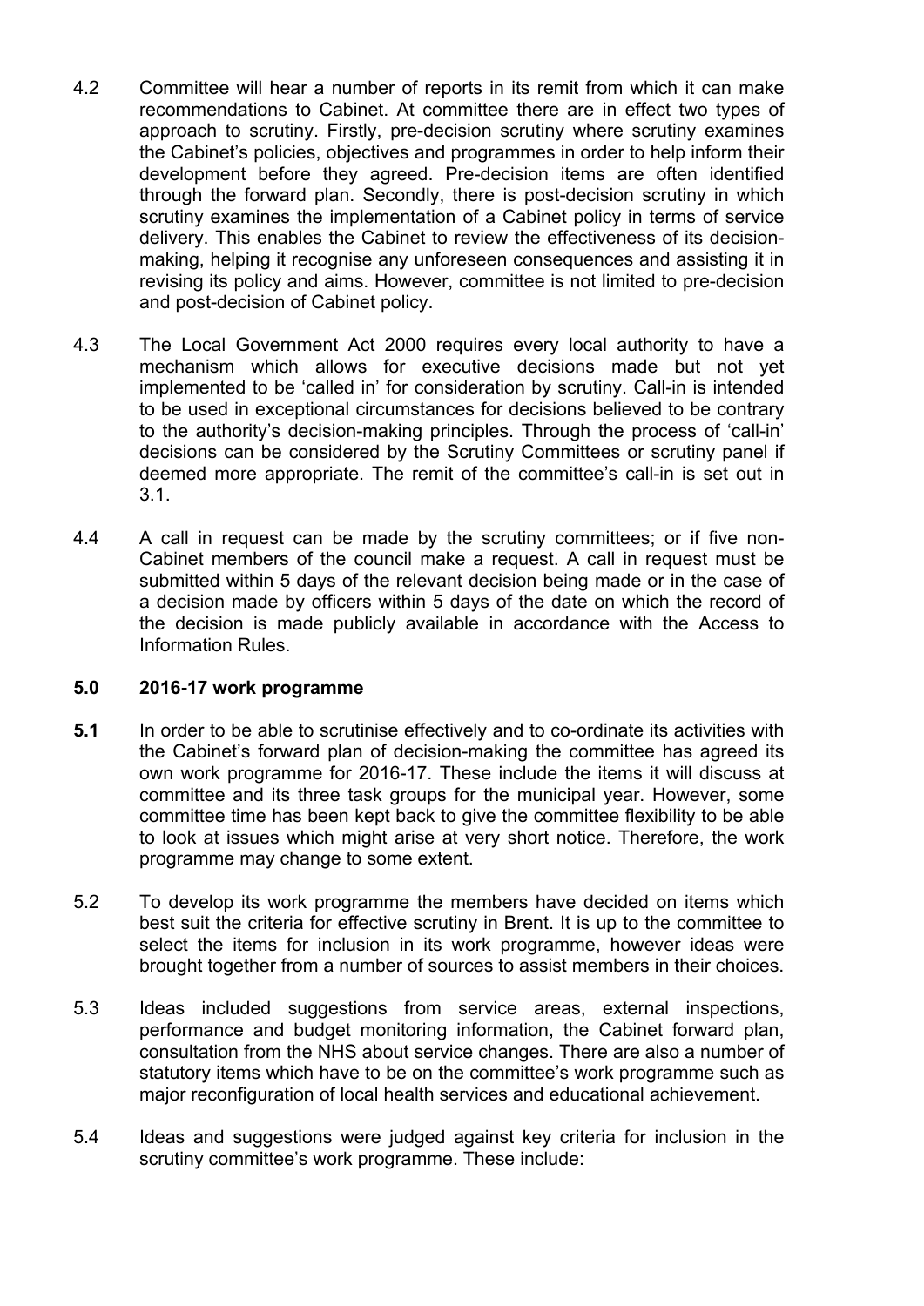4.2 Committee will hear a number of reports in its remit from which it can make recommendations to Cabinet. At committee there are in effect two types of approach to scrutiny. Firstly, pre-decision scrutiny where scrutiny examines the Cabinet's policies, objectives and programmes in order to help inform their development before they agreed. Pre-decision items are often identified through the forward plan. Secondly, there is post-decision scrutiny in which scrutiny examines the implementation of a Cabinet policy in terms of service delivery. This enables the Cabinet to review the effectiveness of its decision-making, helping it recognise any unforeseen consequences and assisting it in revising its policy and aims. However, committee is not limited to pre-decision and post-decision of Cabinet policy.

4.3 The Local Government Act 2000 requires every local authority to have a mechanism which allows for executive decisions made but not yet implemented to be 'called in' for consideration by scrutiny. Call-in is intended to be used in exceptional circumstances for decisions believed to be contrary to the authority's decision-making principles. Through the process of 'call-in' decisions can be considered by the Scrutiny Committees or scrutiny panel if deemed more appropriate. The remit of the committee's call-in is set out in 3.1.

4.4 A call in request can be made by the scrutiny committees; or if five non-Cabinet members of the council make a request. A call in request must be submitted within 5 days of the relevant decision being made or in the case of a decision made by officers within 5 days of the date on which the record of the decision is made publicly available in accordance with the Access to Information Rules.

## 5.0 2016-17 work programme

**5.1** In order to be able to scrutinise effectively and to co-ordinate its activities with the Cabinet's forward plan of decision-making the committee has agreed its own work programme for 2016-17. These include the items it will discuss at committee and its three task groups for the municipal year. However, some committee time has been kept back to give the committee flexibility to be able to look at issues which might arise at very short notice. Therefore, the work programme may change to some extent.

5.2 To develop its work programme the members have decided on items which best suit the criteria for effective scrutiny in Brent. It is up to the committee to select the items for inclusion in its work programme, however ideas were brought together from a number of sources to assist members in their choices.

5.3 Ideas included suggestions from service areas, external inspections, performance and budget monitoring information, the Cabinet forward plan, consultation from the NHS about service changes. There are also a number of statutory items which have to be on the committee's work programme such as major reconfiguration of local health services and educational achievement.

5.4 Ideas and suggestions were judged against key criteria for inclusion in the scrutiny committee's work programme. These include: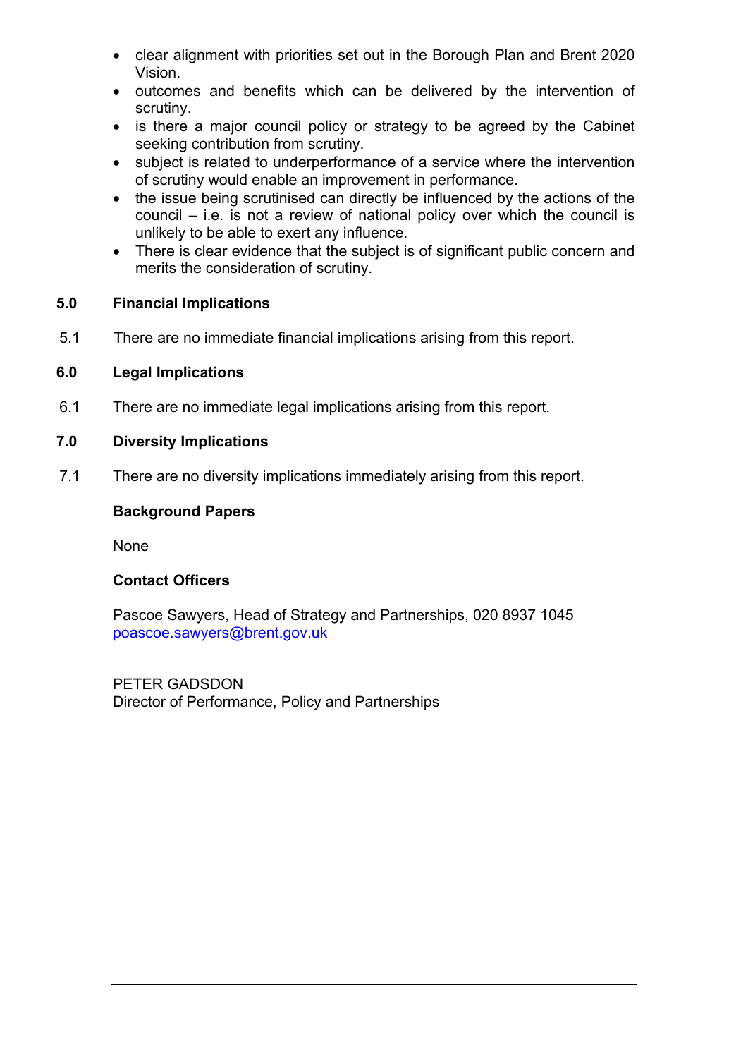- clear alignment with priorities set out in the Borough Plan and Brent 2020 Vision.
- outcomes and benefits which can be delivered by the intervention of scrutiny.
- is there a major council policy or strategy to be agreed by the Cabinet seeking contribution from scrutiny.
- subject is related to underperformance of a service where the intervention of scrutiny would enable an improvement in performance.
- the issue being scrutinised can directly be influenced by the actions of the council – i.e. is not a review of national policy over which the council is unlikely to be able to exert any influence.
- There is clear evidence that the subject is of significant public concern and merits the consideration of scrutiny.

## 5.0 Financial Implications

5.1 There are no immediate financial implications arising from this report.

## 6.0 Legal Implications

6.1 There are no immediate legal implications arising from this report.

## 7.0 Diversity Implications

7.1 There are no diversity implications immediately arising from this report.

**Background Papers**

None

**Contact Officers**

Pascoe Sawyers, Head of Strategy and Partnerships, 020 8937 1045
poascoe.sawyers@brent.gov.uk

PETER GADSDON
Director of Performance, Policy and Partnerships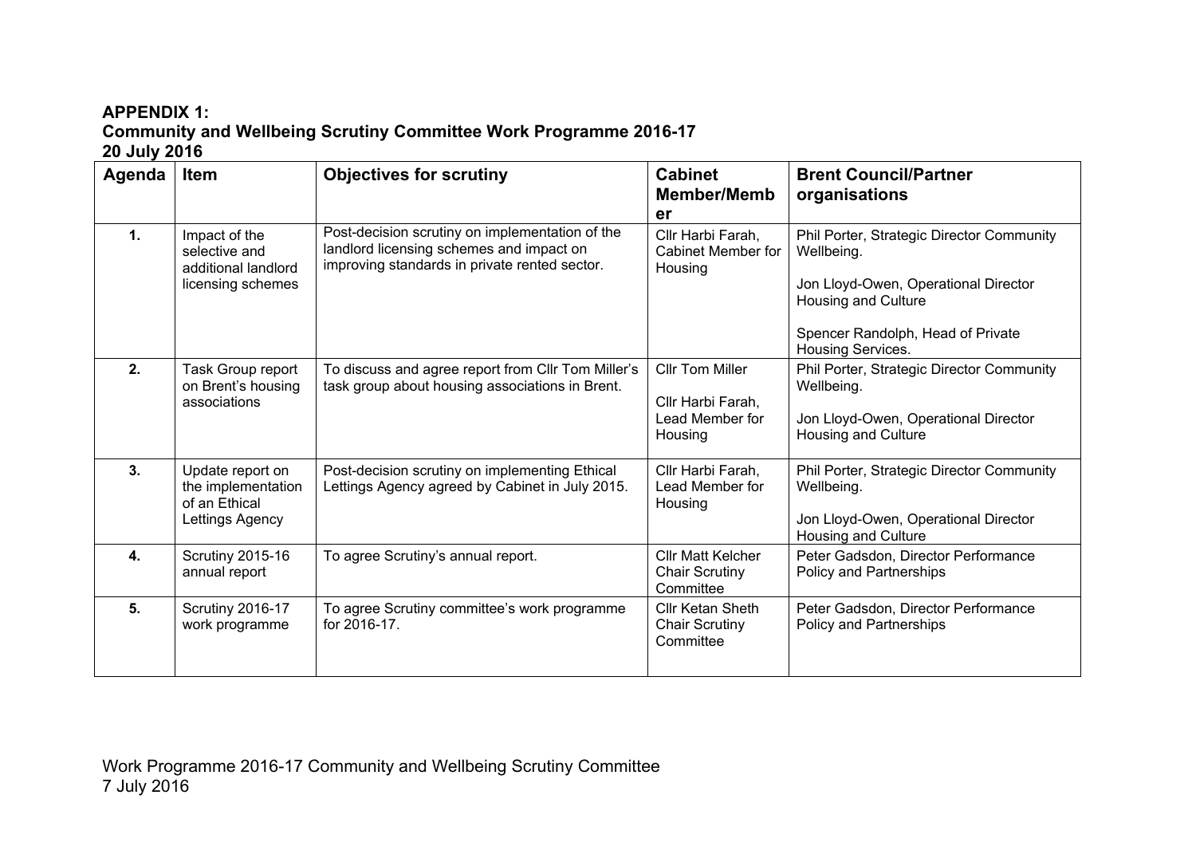**APPENDIX 1:**
**Community and Wellbeing Scrutiny Committee Work Programme 2016-17**
**20 July 2016**

| Agenda | Item | Objectives for scrutiny | Cabinet Member/Member | Brent Council/Partner organisations |
|---|---|---|---|---|
| 1. | Impact of the selective and additional landlord licensing schemes | Post-decision scrutiny on implementation of the landlord licensing schemes and impact on improving standards in private rented sector. | Cllr Harbi Farah, Cabinet Member for Housing | Phil Porter, Strategic Director Community Wellbeing.<br><br>Jon Lloyd-Owen, Operational Director Housing and Culture<br><br>Spencer Randolph, Head of Private Housing Services. |
| 2. | Task Group report on Brent's housing associations | To discuss and agree report from Cllr Tom Miller's task group about housing associations in Brent. | Cllr Tom Miller<br><br>Cllr Harbi Farah, Lead Member for Housing | Phil Porter, Strategic Director Community Wellbeing.<br><br>Jon Lloyd-Owen, Operational Director Housing and Culture |
| 3. | Update report on the implementation of an Ethical Lettings Agency | Post-decision scrutiny on implementing Ethical Lettings Agency agreed by Cabinet in July 2015. | Cllr Harbi Farah, Lead Member for Housing | Phil Porter, Strategic Director Community Wellbeing.<br><br>Jon Lloyd-Owen, Operational Director Housing and Culture |
| 4. | Scrutiny 2015-16 annual report | To agree Scrutiny's annual report. | Cllr Matt Kelcher Chair Scrutiny Committee | Peter Gadsdon, Director Performance Policy and Partnerships |
| 5. | Scrutiny 2016-17 work programme | To agree Scrutiny committee's work programme for 2016-17. | Cllr Ketan Sheth Chair Scrutiny Committee | Peter Gadsdon, Director Performance Policy and Partnerships |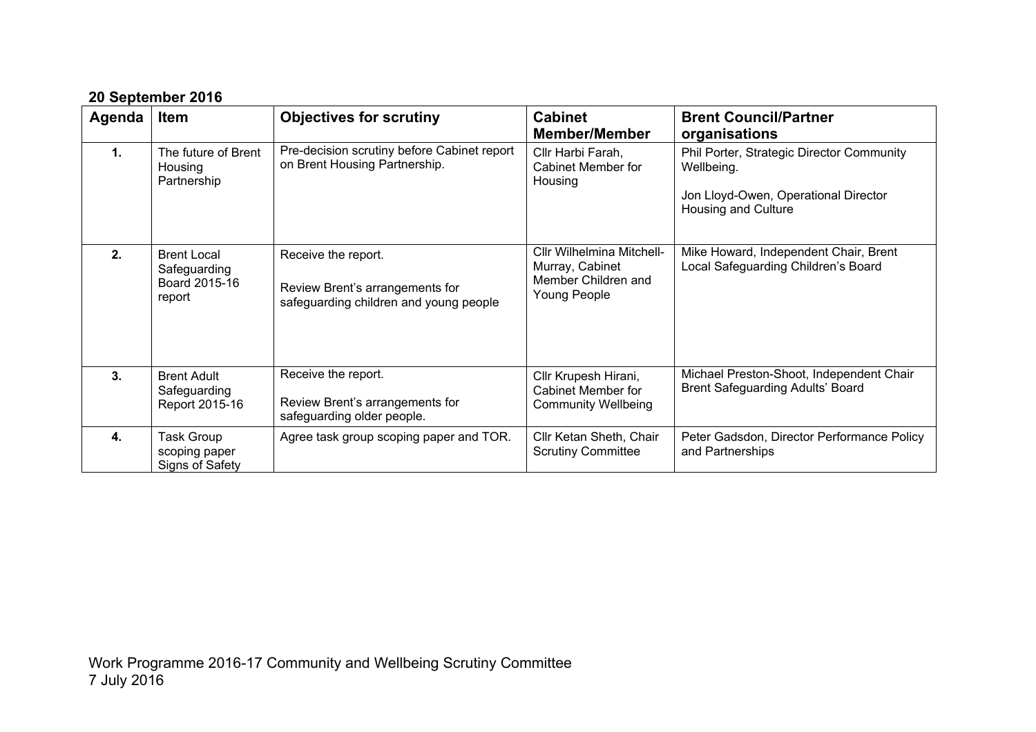**20 September 2016**

| Agenda | Item | Objectives for scrutiny | Cabinet Member/Member | Brent Council/Partner organisations |
|---|---|---|---|---|
| **1.** | The future of Brent Housing Partnership | Pre-decision scrutiny before Cabinet report on Brent Housing Partnership. | Cllr Harbi Farah, Cabinet Member for Housing | Phil Porter, Strategic Director Community Wellbeing.<br><br>Jon Lloyd-Owen, Operational Director Housing and Culture |
| **2.** | Brent Local Safeguarding Board 2015-16 report | Receive the report.<br><br>Review Brent's arrangements for safeguarding children and young people | Cllr Wilhelmina Mitchell-Murray, Cabinet Member Children and Young People | Mike Howard, Independent Chair, Brent Local Safeguarding Children's Board |
| **3.** | Brent Adult Safeguarding Report 2015-16 | Receive the report.<br><br>Review Brent's arrangements for safeguarding older people. | Cllr Krupesh Hirani, Cabinet Member for Community Wellbeing | Michael Preston-Shoot, Independent Chair Brent Safeguarding Adults' Board |
| **4.** | Task Group scoping paper Signs of Safety | Agree task group scoping paper and TOR. | Cllr Ketan Sheth, Chair Scrutiny Committee | Peter Gadsdon, Director Performance Policy and Partnerships |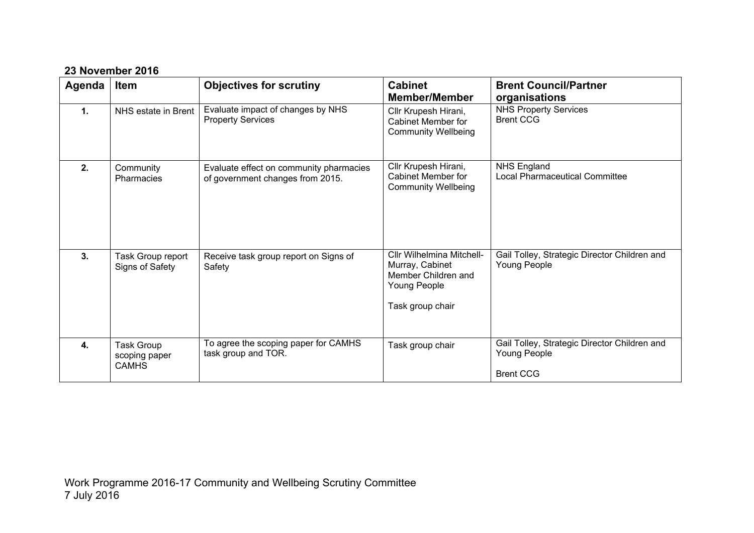**23 November 2016**

| Agenda | Item | Objectives for scrutiny | Cabinet Member/Member | Brent Council/Partner organisations |
|---|---|---|---|---|
| **1.** | NHS estate in Brent | Evaluate impact of changes by NHS Property Services | Cllr Krupesh Hirani, Cabinet Member for Community Wellbeing | NHS Property Services<br>Brent CCG |
| **2.** | Community Pharmacies | Evaluate effect on community pharmacies of government changes from 2015. | Cllr Krupesh Hirani, Cabinet Member for Community Wellbeing | NHS England<br>Local Pharmaceutical Committee |
| **3.** | Task Group report Signs of Safety | Receive task group report on Signs of Safety | Cllr Wilhelmina Mitchell-Murray, Cabinet Member Children and Young People<br><br>Task group chair | Gail Tolley, Strategic Director Children and Young People |
| **4.** | Task Group scoping paper CAMHS | To agree the scoping paper for CAMHS task group and TOR. | Task group chair | Gail Tolley, Strategic Director Children and Young People<br><br>Brent CCG |

Work Programme 2016-17 Community and Wellbeing Scrutiny Committee
7 July 2016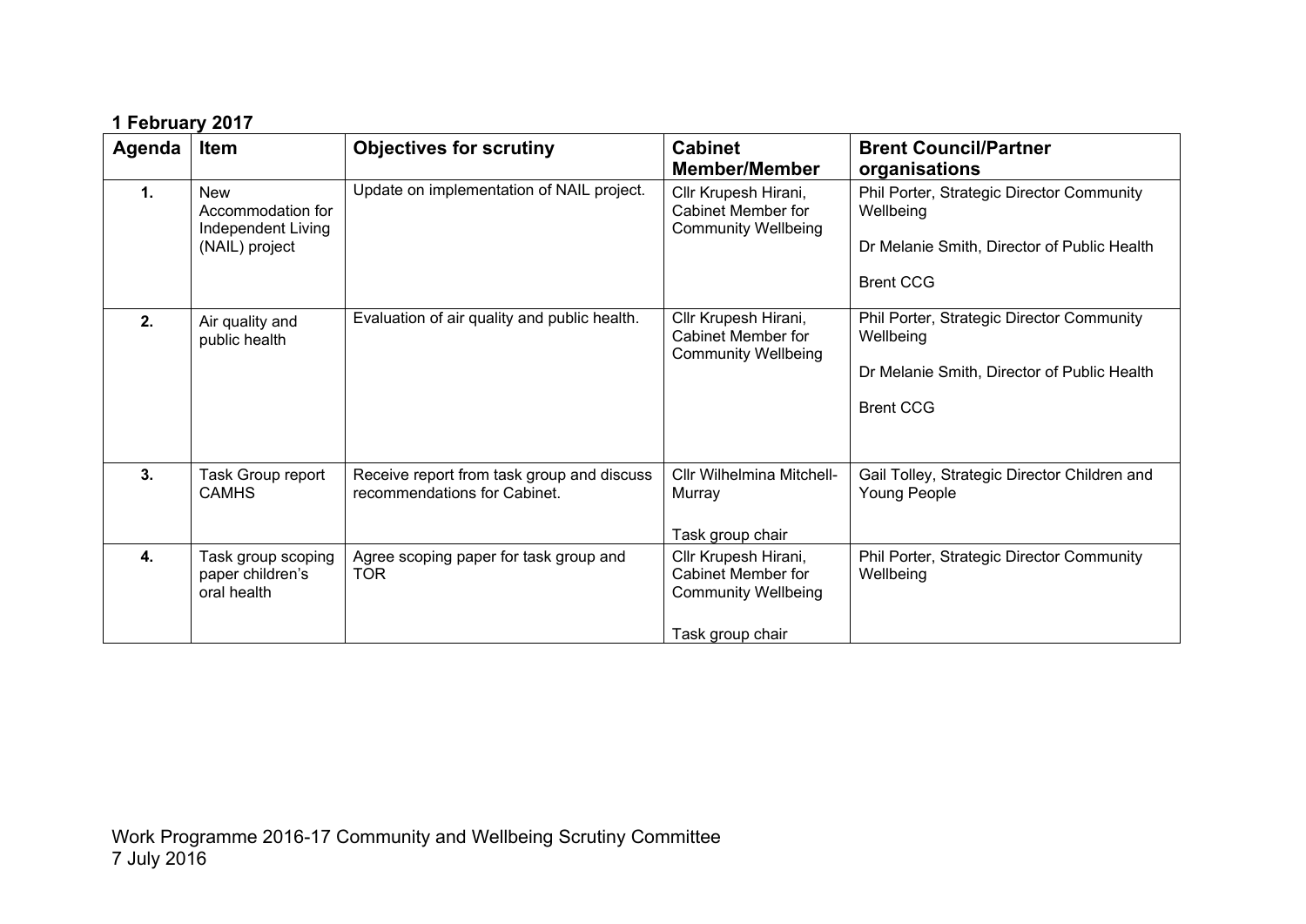**1 February 2017**

| Agenda | Item | Objectives for scrutiny | Cabinet Member/Member | Brent Council/Partner organisations |
|---|---|---|---|---|
| **1.** | New Accommodation for Independent Living (NAIL) project | Update on implementation of NAIL project. | Cllr Krupesh Hirani, Cabinet Member for Community Wellbeing | Phil Porter, Strategic Director Community Wellbeing<br><br>Dr Melanie Smith, Director of Public Health<br><br>Brent CCG |
| **2.** | Air quality and public health | Evaluation of air quality and public health. | Cllr Krupesh Hirani, Cabinet Member for Community Wellbeing | Phil Porter, Strategic Director Community Wellbeing<br><br>Dr Melanie Smith, Director of Public Health<br><br>Brent CCG |
| **3.** | Task Group report CAMHS | Receive report from task group and discuss recommendations for Cabinet. | Cllr Wilhelmina Mitchell-Murray<br><br>Task group chair | Gail Tolley, Strategic Director Children and Young People |
| **4.** | Task group scoping paper children's oral health | Agree scoping paper for task group and TOR | Cllr Krupesh Hirani, Cabinet Member for Community Wellbeing<br><br>Task group chair | Phil Porter, Strategic Director Community Wellbeing |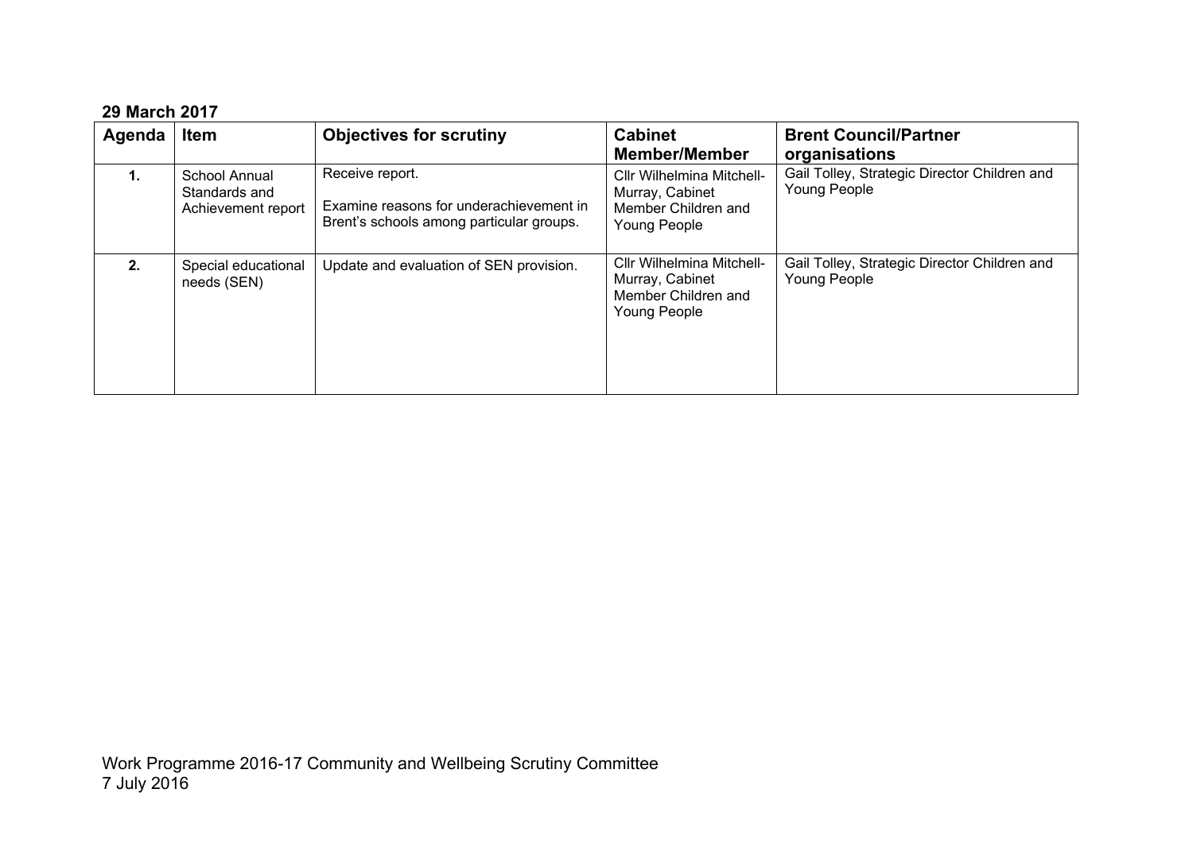**29 March 2017**

| Agenda | Item | Objectives for scrutiny | Cabinet Member/Member | Brent Council/Partner organisations |
|---|---|---|---|---|
| 1. | School Annual Standards and Achievement report | Receive report.<br><br>Examine reasons for underachievement in Brent's schools among particular groups. | Cllr Wilhelmina Mitchell-Murray, Cabinet Member Children and Young People | Gail Tolley, Strategic Director Children and Young People |
| 2. | Special educational needs (SEN) | Update and evaluation of SEN provision. | Cllr Wilhelmina Mitchell-Murray, Cabinet Member Children and Young People | Gail Tolley, Strategic Director Children and Young People |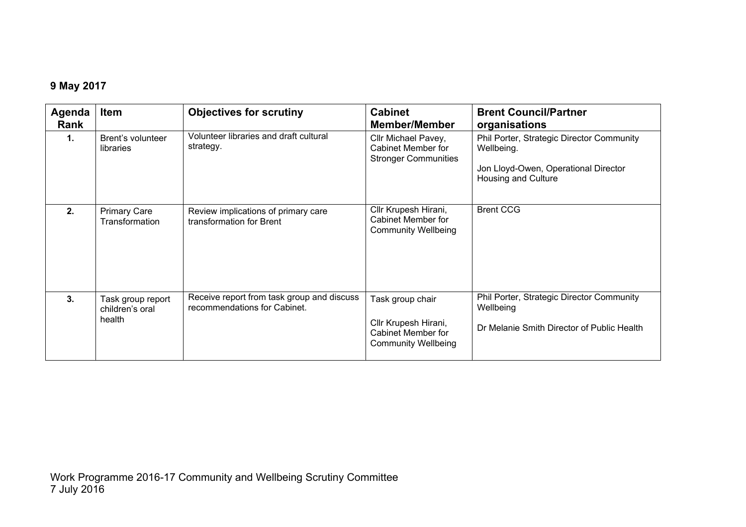**9 May 2017**

| Agenda Rank | Item | Objectives for scrutiny | Cabinet Member/Member | Brent Council/Partner organisations |
|---|---|---|---|---|
| **1.** | Brent's volunteer libraries | Volunteer libraries and draft cultural strategy. | Cllr Michael Pavey, Cabinet Member for Stronger Communities | Phil Porter, Strategic Director Community Wellbeing.<br><br>Jon Lloyd-Owen, Operational Director Housing and Culture |
| **2.** | Primary Care Transformation | Review implications of primary care transformation for Brent | Cllr Krupesh Hirani, Cabinet Member for Community Wellbeing | Brent CCG |
| **3.** | Task group report children's oral health | Receive report from task group and discuss recommendations for Cabinet. | Task group chair<br><br>Cllr Krupesh Hirani, Cabinet Member for Community Wellbeing | Phil Porter, Strategic Director Community Wellbeing<br><br>Dr Melanie Smith Director of Public Health |